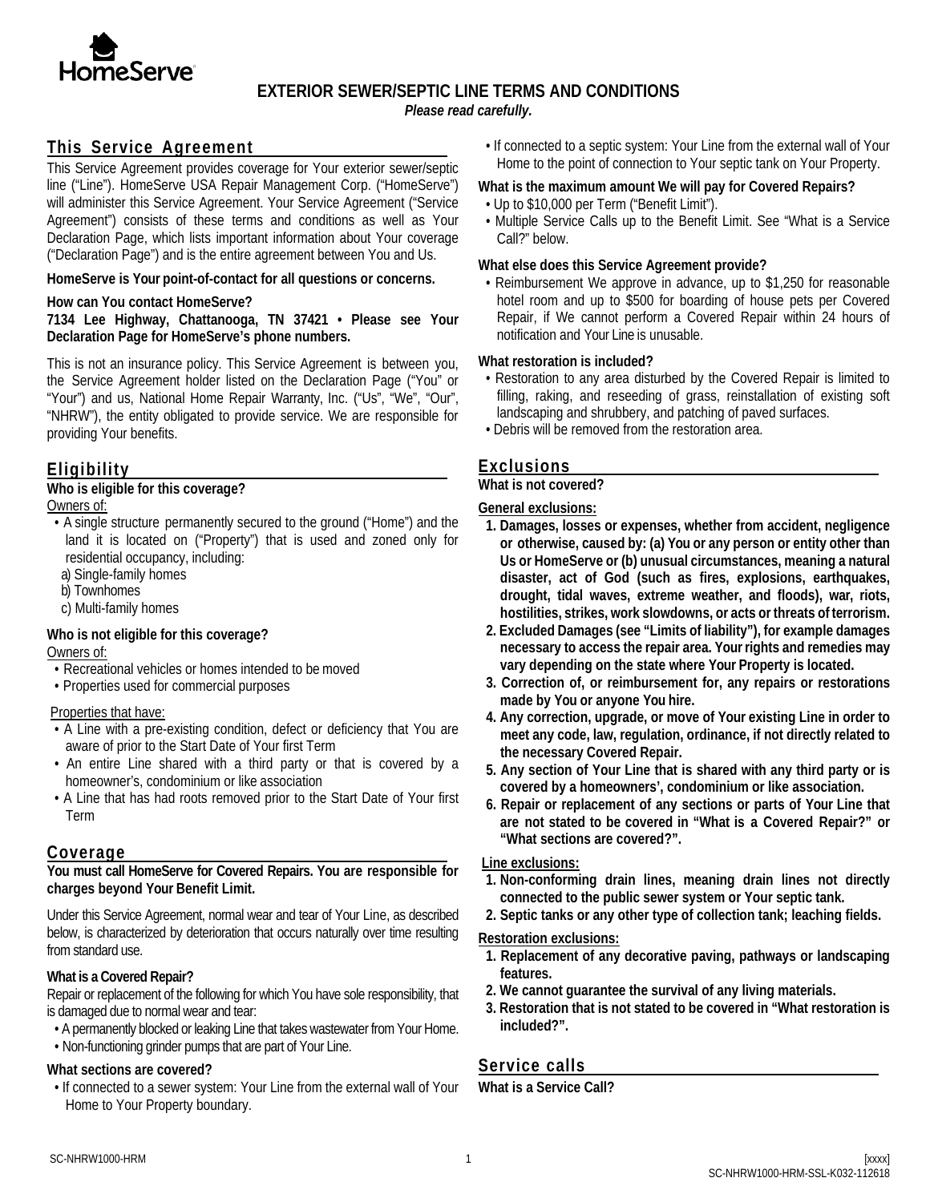HomeServe

# EXTERIOR SEWER/SEPTIC LINE TERMS AND CONDITIONS

***Please read carefully.***

## This Service Agreement

This Service Agreement provides coverage for Your exterior sewer/septic line ("Line"). HomeServe USA Repair Management Corp. ("HomeServe") will administer this Service Agreement. Your Service Agreement ("Service Agreement") consists of these terms and conditions as well as Your Declaration Page, which lists important information about Your coverage ("Declaration Page") and is the entire agreement between You and Us.

**HomeServe is Your point-of-contact for all questions or concerns.**

**How can You contact HomeServe?**

**7134 Lee Highway, Chattanooga, TN 37421 • Please see Your Declaration Page for HomeServe's phone numbers.**

This is not an insurance policy. This Service Agreement is between you, the Service Agreement holder listed on the Declaration Page ("You" or "Your") and us, National Home Repair Warranty, Inc. ("Us", "We", "Our", "NHRW"), the entity obligated to provide service. We are responsible for providing Your benefits.

## Eligibility

**Who is eligible for this coverage?**

Owners of:

- A single structure permanently secured to the ground ("Home") and the land it is located on ("Property") that is used and zoned only for residential occupancy, including:
  a) Single-family homes
  b) Townhomes
  c) Multi-family homes

**Who is not eligible for this coverage?**

Owners of:

- Recreational vehicles or homes intended to be moved
- Properties used for commercial purposes

Properties that have:

- A Line with a pre-existing condition, defect or deficiency that You are aware of prior to the Start Date of Your first Term
- An entire Line shared with a third party or that is covered by a homeowner's, condominium or like association
- A Line that has had roots removed prior to the Start Date of Your first Term

## Coverage

**You must call HomeServe for Covered Repairs. You are responsible for charges beyond Your Benefit Limit.**

Under this Service Agreement, normal wear and tear of Your Line, as described below, is characterized by deterioration that occurs naturally over time resulting from standard use.

**What is a Covered Repair?**

Repair or replacement of the following for which You have sole responsibility, that is damaged due to normal wear and tear:

- A permanently blocked or leaking Line that takes wastewater from Your Home.
- Non-functioning grinder pumps that are part of Your Line.

**What sections are covered?**

- If connected to a sewer system: Your Line from the external wall of Your Home to Your Property boundary.
- If connected to a septic system: Your Line from the external wall of Your Home to the point of connection to Your septic tank on Your Property.

**What is the maximum amount We will pay for Covered Repairs?**

- Up to $10,000 per Term ("Benefit Limit").
- Multiple Service Calls up to the Benefit Limit. See "What is a Service Call?" below.

**What else does this Service Agreement provide?**

- Reimbursement We approve in advance, up to $1,250 for reasonable hotel room and up to $500 for boarding of house pets per Covered Repair, if We cannot perform a Covered Repair within 24 hours of notification and Your Line is unusable.

**What restoration is included?**

- Restoration to any area disturbed by the Covered Repair is limited to filling, raking, and reseeding of grass, reinstallation of existing soft landscaping and shrubbery, and patching of paved surfaces.
- Debris will be removed from the restoration area.

## Exclusions

**What is not covered?**

General exclusions:

1. **Damages, losses or expenses, whether from accident, negligence or otherwise, caused by: (a) You or any person or entity other than Us or HomeServe or (b) unusual circumstances, meaning a natural disaster, act of God (such as fires, explosions, earthquakes, drought, tidal waves, extreme weather, and floods), war, riots, hostilities, strikes, work slowdowns, or acts or threats of terrorism.**
2. **Excluded Damages (see "Limits of liability"), for example damages necessary to access the repair area. Your rights and remedies may vary depending on the state where Your Property is located.**
3. **Correction of, or reimbursement for, any repairs or restorations made by You or anyone You hire.**
4. **Any correction, upgrade, or move of Your existing Line in order to meet any code, law, regulation, ordinance, if not directly related to the necessary Covered Repair.**
5. **Any section of Your Line that is shared with any third party or is covered by a homeowners', condominium or like association.**
6. **Repair or replacement of any sections or parts of Your Line that are not stated to be covered in "What is a Covered Repair?" or "What sections are covered?".**

Line exclusions:

1. **Non-conforming drain lines, meaning drain lines not directly connected to the public sewer system or Your septic tank.**
2. **Septic tanks or any other type of collection tank; leaching fields.**

Restoration exclusions:

1. **Replacement of any decorative paving, pathways or landscaping features.**
2. **We cannot guarantee the survival of any living materials.**
3. **Restoration that is not stated to be covered in "What restoration is included?".**

## Service calls

**What is a Service Call?**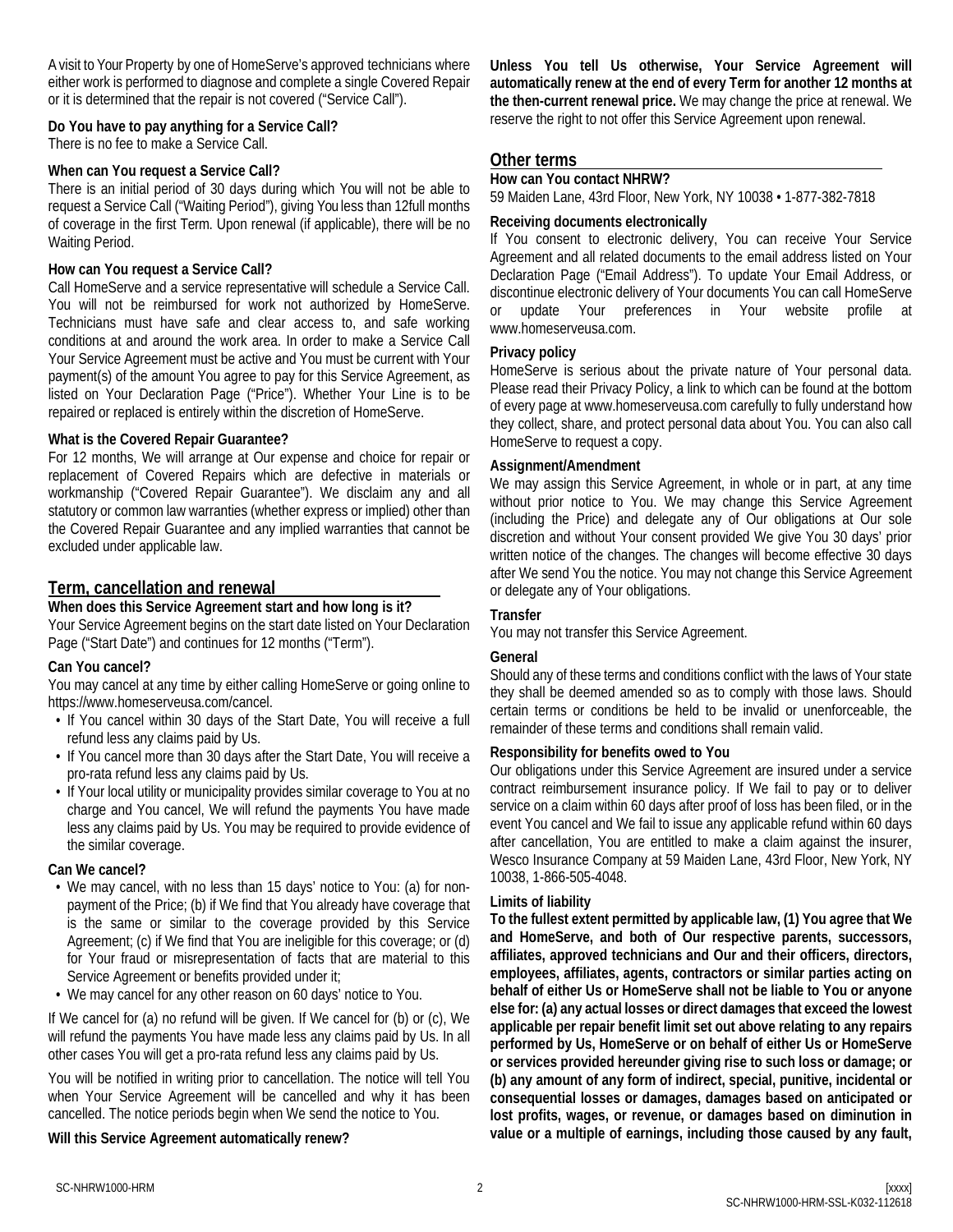A visit to Your Property by one of HomeServe's approved technicians where either work is performed to diagnose and complete a single Covered Repair or it is determined that the repair is not covered ("Service Call").

**Do You have to pay anything for a Service Call?**
There is no fee to make a Service Call.

**When can You request a Service Call?**
There is an initial period of 30 days during which You will not be able to request a Service Call ("Waiting Period"), giving You less than 12full months of coverage in the first Term. Upon renewal (if applicable), there will be no Waiting Period.

**How can You request a Service Call?**
Call HomeServe and a service representative will schedule a Service Call. You will not be reimbursed for work not authorized by HomeServe. Technicians must have safe and clear access to, and safe working conditions at and around the work area. In order to make a Service Call Your Service Agreement must be active and You must be current with Your payment(s) of the amount You agree to pay for this Service Agreement, as listed on Your Declaration Page ("Price"). Whether Your Line is to be repaired or replaced is entirely within the discretion of HomeServe.

**What is the Covered Repair Guarantee?**
For 12 months, We will arrange at Our expense and choice for repair or replacement of Covered Repairs which are defective in materials or workmanship ("Covered Repair Guarantee"). We disclaim any and all statutory or common law warranties (whether express or implied) other than the Covered Repair Guarantee and any implied warranties that cannot be excluded under applicable law.

## Term, cancellation and renewal

**When does this Service Agreement start and how long is it?**
Your Service Agreement begins on the start date listed on Your Declaration Page ("Start Date") and continues for 12 months ("Term").

**Can You cancel?**
You may cancel at any time by either calling HomeServe or going online to https://www.homeserveusa.com/cancel.

- If You cancel within 30 days of the Start Date, You will receive a full refund less any claims paid by Us.
- If You cancel more than 30 days after the Start Date, You will receive a pro-rata refund less any claims paid by Us.
- If Your local utility or municipality provides similar coverage to You at no charge and You cancel, We will refund the payments You have made less any claims paid by Us. You may be required to provide evidence of the similar coverage.

**Can We cancel?**

- We may cancel, with no less than 15 days' notice to You: (a) for non-payment of the Price; (b) if We find that You already have coverage that is the same or similar to the coverage provided by this Service Agreement; (c) if We find that You are ineligible for this coverage; or (d) for Your fraud or misrepresentation of facts that are material to this Service Agreement or benefits provided under it;
- We may cancel for any other reason on 60 days' notice to You.

If We cancel for (a) no refund will be given. If We cancel for (b) or (c), We will refund the payments You have made less any claims paid by Us. In all other cases You will get a pro-rata refund less any claims paid by Us.

You will be notified in writing prior to cancellation. The notice will tell You when Your Service Agreement will be cancelled and why it has been cancelled. The notice periods begin when We send the notice to You.

**Will this Service Agreement automatically renew?**
**Unless You tell Us otherwise, Your Service Agreement will automatically renew at the end of every Term for another 12 months at the then-current renewal price.** We may change the price at renewal. We reserve the right to not offer this Service Agreement upon renewal.

## Other terms

**How can You contact NHRW?**
59 Maiden Lane, 43rd Floor, New York, NY 10038 • 1-877-382-7818

**Receiving documents electronically**
If You consent to electronic delivery, You can receive Your Service Agreement and all related documents to the email address listed on Your Declaration Page ("Email Address"). To update Your Email Address, or discontinue electronic delivery of Your documents You can call HomeServe or update Your preferences in Your website profile at www.homeserveusa.com.

**Privacy policy**
HomeServe is serious about the private nature of Your personal data. Please read their Privacy Policy, a link to which can be found at the bottom of every page at www.homeserveusa.com carefully to fully understand how they collect, share, and protect personal data about You. You can also call HomeServe to request a copy.

**Assignment/Amendment**
We may assign this Service Agreement, in whole or in part, at any time without prior notice to You. We may change this Service Agreement (including the Price) and delegate any of Our obligations at Our sole discretion and without Your consent provided We give You 30 days' prior written notice of the changes. The changes will become effective 30 days after We send You the notice. You may not change this Service Agreement or delegate any of Your obligations.

**Transfer**
You may not transfer this Service Agreement.

**General**
Should any of these terms and conditions conflict with the laws of Your state they shall be deemed amended so as to comply with those laws. Should certain terms or conditions be held to be invalid or unenforceable, the remainder of these terms and conditions shall remain valid.

**Responsibility for benefits owed to You**
Our obligations under this Service Agreement are insured under a service contract reimbursement insurance policy. If We fail to pay or to deliver service on a claim within 60 days after proof of loss has been filed, or in the event You cancel and We fail to issue any applicable refund within 60 days after cancellation, You are entitled to make a claim against the insurer, Wesco Insurance Company at 59 Maiden Lane, 43rd Floor, New York, NY 10038, 1-866-505-4048.

**Limits of liability**
**To the fullest extent permitted by applicable law, (1) You agree that We and HomeServe, and both of Our respective parents, successors, affiliates, approved technicians and Our and their officers, directors, employees, affiliates, agents, contractors or similar parties acting on behalf of either Us or HomeServe shall not be liable to You or anyone else for: (a) any actual losses or direct damages that exceed the lowest applicable per repair benefit limit set out above relating to any repairs performed by Us, HomeServe or on behalf of either Us or HomeServe or services provided hereunder giving rise to such loss or damage; or (b) any amount of any form of indirect, special, punitive, incidental or consequential losses or damages, damages based on anticipated or lost profits, wages, or revenue, or damages based on diminution in value or a multiple of earnings, including those caused by any fault,**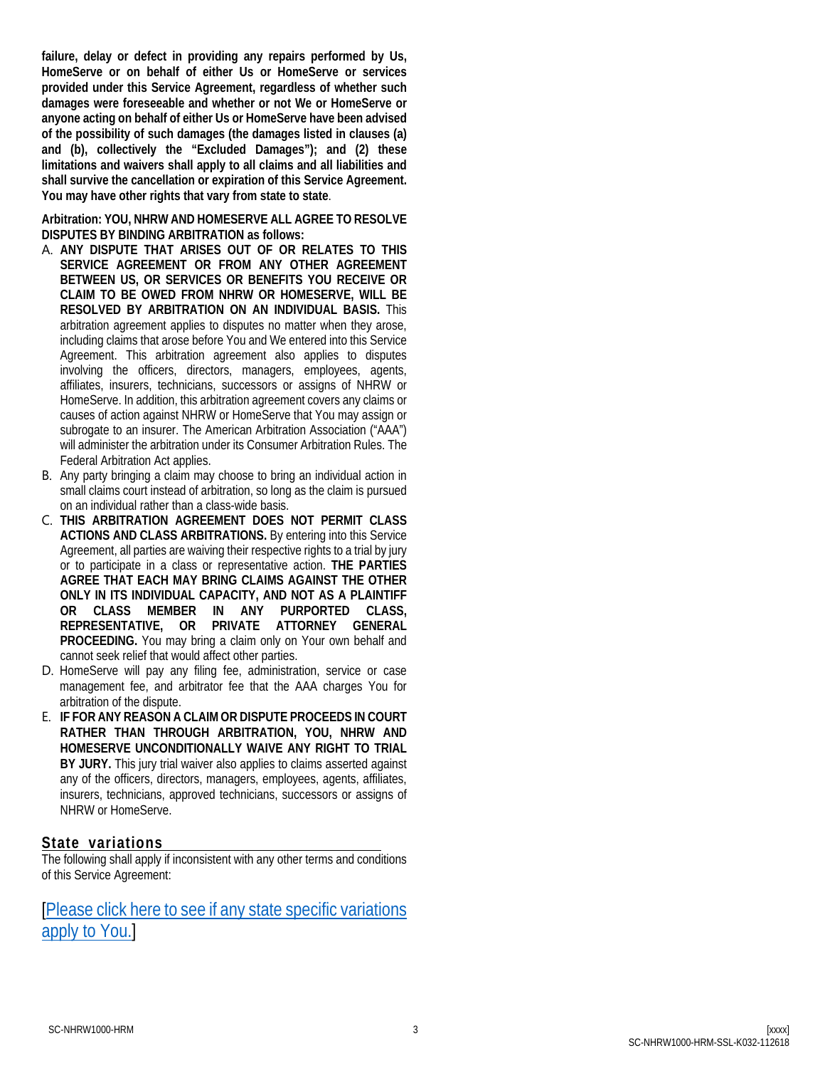**failure, delay or defect in providing any repairs performed by Us, HomeServe or on behalf of either Us or HomeServe or services provided under this Service Agreement, regardless of whether such damages were foreseeable and whether or not We or HomeServe or anyone acting on behalf of either Us or HomeServe have been advised of the possibility of such damages (the damages listed in clauses (a) and (b), collectively the "Excluded Damages"); and (2) these limitations and waivers shall apply to all claims and all liabilities and shall survive the cancellation or expiration of this Service Agreement. You may have other rights that vary from state to state**.

**Arbitration: YOU, NHRW AND HOMESERVE ALL AGREE TO RESOLVE DISPUTES BY BINDING ARBITRATION as follows:**

A. **ANY DISPUTE THAT ARISES OUT OF OR RELATES TO THIS SERVICE AGREEMENT OR FROM ANY OTHER AGREEMENT BETWEEN US, OR SERVICES OR BENEFITS YOU RECEIVE OR CLAIM TO BE OWED FROM NHRW OR HOMESERVE, WILL BE RESOLVED BY ARBITRATION ON AN INDIVIDUAL BASIS.** This arbitration agreement applies to disputes no matter when they arose, including claims that arose before You and We entered into this Service Agreement. This arbitration agreement also applies to disputes involving the officers, directors, managers, employees, agents, affiliates, insurers, technicians, successors or assigns of NHRW or HomeServe. In addition, this arbitration agreement covers any claims or causes of action against NHRW or HomeServe that You may assign or subrogate to an insurer. The American Arbitration Association ("AAA") will administer the arbitration under its Consumer Arbitration Rules. The Federal Arbitration Act applies.

B. Any party bringing a claim may choose to bring an individual action in small claims court instead of arbitration, so long as the claim is pursued on an individual rather than a class-wide basis.

C. **THIS ARBITRATION AGREEMENT DOES NOT PERMIT CLASS ACTIONS AND CLASS ARBITRATIONS.** By entering into this Service Agreement, all parties are waiving their respective rights to a trial by jury or to participate in a class or representative action. **THE PARTIES AGREE THAT EACH MAY BRING CLAIMS AGAINST THE OTHER ONLY IN ITS INDIVIDUAL CAPACITY, AND NOT AS A PLAINTIFF OR CLASS MEMBER IN ANY PURPORTED CLASS, REPRESENTATIVE, OR PRIVATE ATTORNEY GENERAL PROCEEDING.** You may bring a claim only on Your own behalf and cannot seek relief that would affect other parties.

D. HomeServe will pay any filing fee, administration, service or case management fee, and arbitrator fee that the AAA charges You for arbitration of the dispute.

E. **IF FOR ANY REASON A CLAIM OR DISPUTE PROCEEDS IN COURT RATHER THAN THROUGH ARBITRATION, YOU, NHRW AND HOMESERVE UNCONDITIONALLY WAIVE ANY RIGHT TO TRIAL BY JURY.** This jury trial waiver also applies to claims asserted against any of the officers, directors, managers, employees, agents, affiliates, insurers, technicians, approved technicians, successors or assigns of NHRW or HomeServe.

## State variations

The following shall apply if inconsistent with any other terms and conditions of this Service Agreement:

[Please click here to see if any state specific variations apply to You.]

SC-NHRW1000-HRM

[xxxx]
SC-NHRW1000-HRM-SSL-K032-112618